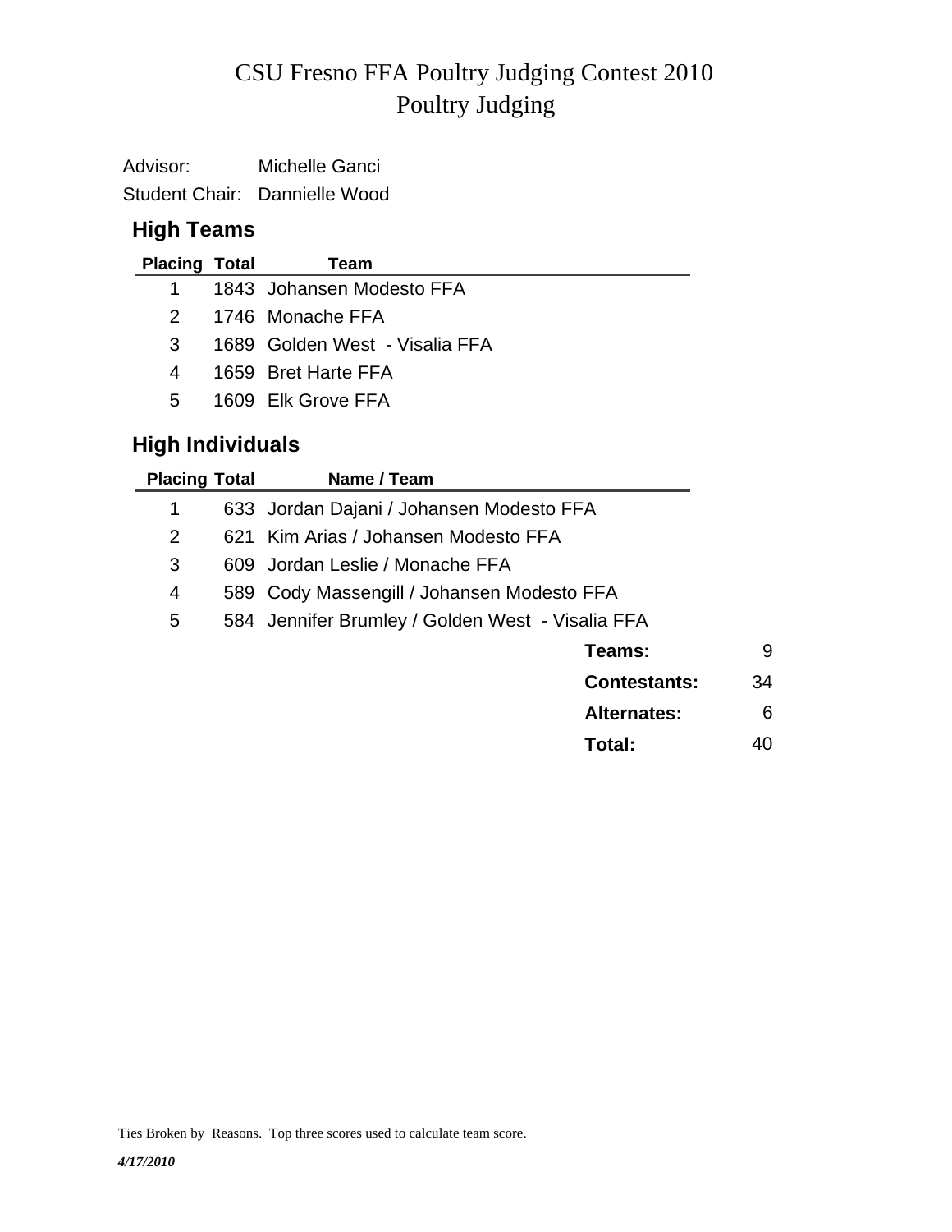# CSU Fresno FFA Poultry Judging Contest 2010
## Poultry Judging

Advisor: Michelle Ganci
Student Chair: Dannielle Wood

### High Teams

| Placing | Total | Team |
|---|---|---|
| 1 | 1843 | Johansen Modesto FFA |
| 2 | 1746 | Monache FFA |
| 3 | 1689 | Golden West - Visalia FFA |
| 4 | 1659 | Bret Harte FFA |
| 5 | 1609 | Elk Grove FFA |

### High Individuals

| Placing | Total | Name / Team |
|---|---|---|
| 1 | 633 | Jordan Dajani / Johansen Modesto FFA |
| 2 | 621 | Kim Arias / Johansen Modesto FFA |
| 3 | 609 | Jordan Leslie / Monache FFA |
| 4 | 589 | Cody Massengill / Johansen Modesto FFA |
| 5 | 584 | Jennifer Brumley / Golden West - Visalia FFA |

| | |
|---|---|
| **Teams:** | 9 |
| **Contestants:** | 34 |
| **Alternates:** | 6 |
| **Total:** | 40 |

Ties Broken by Reasons. Top three scores used to calculate team score.

***4/17/2010***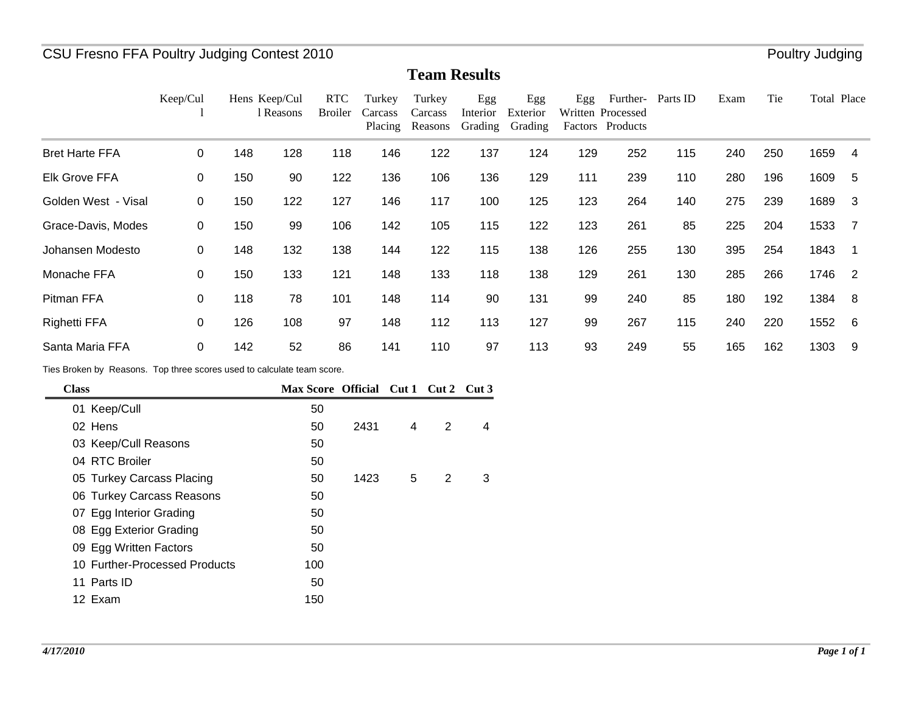CSU Fresno FFA Poultry Judging Contest 2010 — Poultry Judging

# Team Results

| | Keep/Cull | Hens | Keep/Cull Reasons | RTC Broiler | Turkey Carcass Placing | Turkey Carcass Reasons | Egg Interior Grading | Egg Exterior Grading | Egg Written Factors | Further-Processed Products | Parts ID | Exam | Tie | Total | Place |
|---|---|---|---|---|---|---|---|---|---|---|---|---|---|---|---|
| Bret Harte FFA | 0 | 148 | 128 | 118 | 146 | 122 | 137 | 124 | 129 | 252 | 115 | 240 | 250 | 1659 | 4 |
| Elk Grove FFA | 0 | 150 | 90 | 122 | 136 | 106 | 136 | 129 | 111 | 239 | 110 | 280 | 196 | 1609 | 5 |
| Golden West - Visal | 0 | 150 | 122 | 127 | 146 | 117 | 100 | 125 | 123 | 264 | 140 | 275 | 239 | 1689 | 3 |
| Grace-Davis, Modes | 0 | 150 | 99 | 106 | 142 | 105 | 115 | 122 | 123 | 261 | 85 | 225 | 204 | 1533 | 7 |
| Johansen Modesto | 0 | 148 | 132 | 138 | 144 | 122 | 115 | 138 | 126 | 255 | 130 | 395 | 254 | 1843 | 1 |
| Monache FFA | 0 | 150 | 133 | 121 | 148 | 133 | 118 | 138 | 129 | 261 | 130 | 285 | 266 | 1746 | 2 |
| Pitman FFA | 0 | 118 | 78 | 101 | 148 | 114 | 90 | 131 | 99 | 240 | 85 | 180 | 192 | 1384 | 8 |
| Righetti FFA | 0 | 126 | 108 | 97 | 148 | 112 | 113 | 127 | 99 | 267 | 115 | 240 | 220 | 1552 | 6 |
| Santa Maria FFA | 0 | 142 | 52 | 86 | 141 | 110 | 97 | 113 | 93 | 249 | 55 | 165 | 162 | 1303 | 9 |

Ties Broken by Reasons. Top three scores used to calculate team score.

| Class | Max Score | Official | Cut 1 | Cut 2 | Cut 3 |
|---|---|---|---|---|---|
| 01 Keep/Cull | 50 | | | | |
| 02 Hens | 50 | 2431 | 4 | 2 | 4 |
| 03 Keep/Cull Reasons | 50 | | | | |
| 04 RTC Broiler | 50 | | | | |
| 05 Turkey Carcass Placing | 50 | 1423 | 5 | 2 | 3 |
| 06 Turkey Carcass Reasons | 50 | | | | |
| 07 Egg Interior Grading | 50 | | | | |
| 08 Egg Exterior Grading | 50 | | | | |
| 09 Egg Written Factors | 50 | | | | |
| 10 Further-Processed Products | 100 | | | | |
| 11 Parts ID | 50 | | | | |
| 12 Exam | 150 | | | | |

*4/17/2010*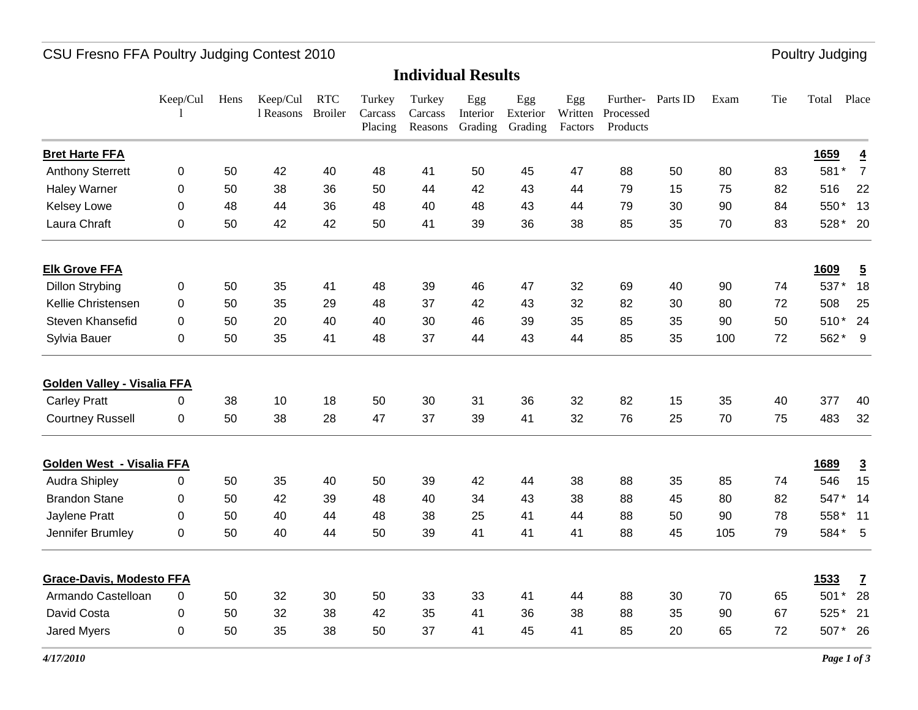# CSU Fresno FFA Poultry Judging Contest 2010

Poultry Judging

## Individual Results

| | Keep/Cull | Hens | Keep/Cull Reasons | RTC Broiler | Turkey Carcass Placing | Turkey Carcass Reasons | Egg Interior Grading | Egg Exterior Grading | Egg Written Factors | Further-Processed Products | Parts ID | Exam | Tie | Total | Place |
|---|---|---|---|---|---|---|---|---|---|---|---|---|---|---|---|
| **Bret Harte FFA** | | | | | | | | | | | | | | **1659** | **4** |
| Anthony Sterrett | 0 | 50 | 42 | 40 | 48 | 41 | 50 | 45 | 47 | 88 | 50 | 80 | 83 | 581 * | 7 |
| Haley Warner | 0 | 50 | 38 | 36 | 50 | 44 | 42 | 43 | 44 | 79 | 15 | 75 | 82 | 516 | 22 |
| Kelsey Lowe | 0 | 48 | 44 | 36 | 48 | 40 | 48 | 43 | 44 | 79 | 30 | 90 | 84 | 550 * | 13 |
| Laura Chraft | 0 | 50 | 42 | 42 | 50 | 41 | 39 | 36 | 38 | 85 | 35 | 70 | 83 | 528 * | 20 |
| **Elk Grove FFA** | | | | | | | | | | | | | | **1609** | **5** |
| Dillon Strybing | 0 | 50 | 35 | 41 | 48 | 39 | 46 | 47 | 32 | 69 | 40 | 90 | 74 | 537 * | 18 |
| Kellie Christensen | 0 | 50 | 35 | 29 | 48 | 37 | 42 | 43 | 32 | 82 | 30 | 80 | 72 | 508 | 25 |
| Steven Khansefid | 0 | 50 | 20 | 40 | 40 | 30 | 46 | 39 | 35 | 85 | 35 | 90 | 50 | 510 * | 24 |
| Sylvia Bauer | 0 | 50 | 35 | 41 | 48 | 37 | 44 | 43 | 44 | 85 | 35 | 100 | 72 | 562 * | 9 |
| **Golden Valley - Visalia FFA** | | | | | | | | | | | | | | | |
| Carley Pratt | 0 | 38 | 10 | 18 | 50 | 30 | 31 | 36 | 32 | 82 | 15 | 35 | 40 | 377 | 40 |
| Courtney Russell | 0 | 50 | 38 | 28 | 47 | 37 | 39 | 41 | 32 | 76 | 25 | 70 | 75 | 483 | 32 |
| **Golden West - Visalia FFA** | | | | | | | | | | | | | | **1689** | **3** |
| Audra Shipley | 0 | 50 | 35 | 40 | 50 | 39 | 42 | 44 | 38 | 88 | 35 | 85 | 74 | 546 | 15 |
| Brandon Stane | 0 | 50 | 42 | 39 | 48 | 40 | 34 | 43 | 38 | 88 | 45 | 80 | 82 | 547 * | 14 |
| Jaylene Pratt | 0 | 50 | 40 | 44 | 48 | 38 | 25 | 41 | 44 | 88 | 50 | 90 | 78 | 558 * | 11 |
| Jennifer Brumley | 0 | 50 | 40 | 44 | 50 | 39 | 41 | 41 | 41 | 88 | 45 | 105 | 79 | 584 * | 5 |
| **Grace-Davis, Modesto FFA** | | | | | | | | | | | | | | **1533** | **7** |
| Armando Castelloan | 0 | 50 | 32 | 30 | 50 | 33 | 33 | 41 | 44 | 88 | 30 | 70 | 65 | 501 * | 28 |
| David Costa | 0 | 50 | 32 | 38 | 42 | 35 | 41 | 36 | 38 | 88 | 35 | 90 | 67 | 525 * | 21 |
| Jared Myers | 0 | 50 | 35 | 38 | 50 | 37 | 41 | 45 | 41 | 85 | 20 | 65 | 72 | 507 * | 26 |

*4/17/2010*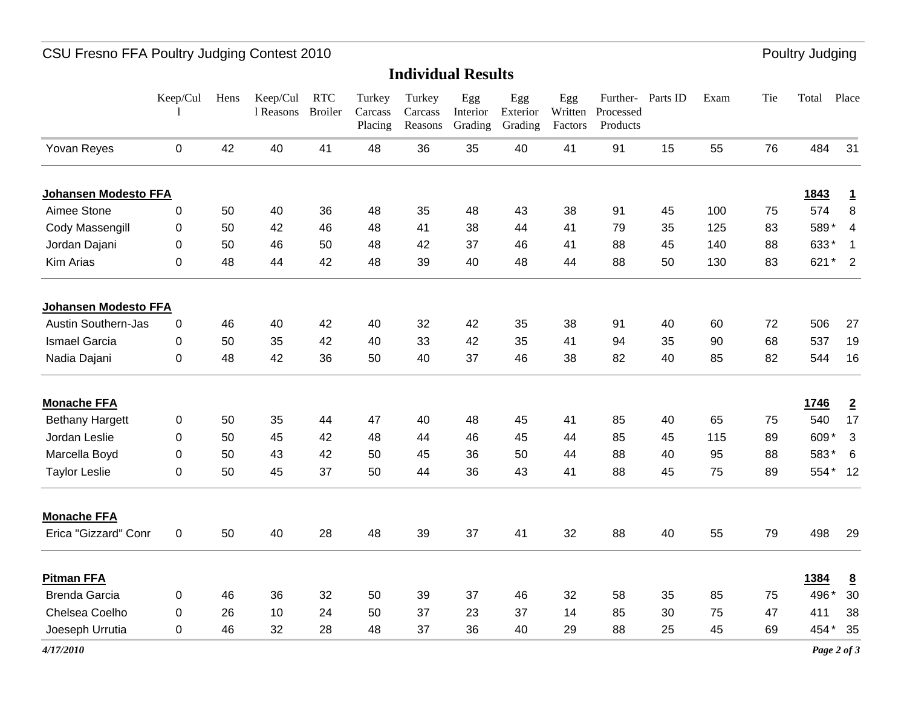# Individual Results

| | Keep/Cull | Hens | Keep/Cull Reasons | RTC Broiler | Turkey Carcass Placing | Turkey Carcass Reasons | Egg Interior Grading | Egg Exterior Grading | Egg Written Factors | Further-Processed Products | Parts ID | Exam | Tie | Total | Place |
|---|---|---|---|---|---|---|---|---|---|---|---|---|---|---|---|
| Yovan Reyes | 0 | 42 | 40 | 41 | 48 | 36 | 35 | 40 | 41 | 91 | 15 | 55 | 76 | 484 | 31 |
| **Johansen Modesto FFA** | | | | | | | | | | | | | | **1843** | **1** |
| Aimee Stone | 0 | 50 | 40 | 36 | 48 | 35 | 48 | 43 | 38 | 91 | 45 | 100 | 75 | 574 | 8 |
| Cody Massengill | 0 | 50 | 42 | 46 | 48 | 41 | 38 | 44 | 41 | 79 | 35 | 125 | 83 | 589* | 4 |
| Jordan Dajani | 0 | 50 | 46 | 50 | 48 | 42 | 37 | 46 | 41 | 88 | 45 | 140 | 88 | 633* | 1 |
| Kim Arias | 0 | 48 | 44 | 42 | 48 | 39 | 40 | 48 | 44 | 88 | 50 | 130 | 83 | 621* | 2 |
| **Johansen Modesto FFA** | | | | | | | | | | | | | | | |
| Austin Southern-Jas | 0 | 46 | 40 | 42 | 40 | 32 | 42 | 35 | 38 | 91 | 40 | 60 | 72 | 506 | 27 |
| Ismael Garcia | 0 | 50 | 35 | 42 | 40 | 33 | 42 | 35 | 41 | 94 | 35 | 90 | 68 | 537 | 19 |
| Nadia Dajani | 0 | 48 | 42 | 36 | 50 | 40 | 37 | 46 | 38 | 82 | 40 | 85 | 82 | 544 | 16 |
| **Monache FFA** | | | | | | | | | | | | | | **1746** | **2** |
| Bethany Hargett | 0 | 50 | 35 | 44 | 47 | 40 | 48 | 45 | 41 | 85 | 40 | 65 | 75 | 540 | 17 |
| Jordan Leslie | 0 | 50 | 45 | 42 | 48 | 44 | 46 | 45 | 44 | 85 | 45 | 115 | 89 | 609* | 3 |
| Marcella Boyd | 0 | 50 | 43 | 42 | 50 | 45 | 36 | 50 | 44 | 88 | 40 | 95 | 88 | 583* | 6 |
| Taylor Leslie | 0 | 50 | 45 | 37 | 50 | 44 | 36 | 43 | 41 | 88 | 45 | 75 | 89 | 554* | 12 |
| **Monache FFA** | | | | | | | | | | | | | | | |
| Erica "Gizzard" Conr | 0 | 50 | 40 | 28 | 48 | 39 | 37 | 41 | 32 | 88 | 40 | 55 | 79 | 498 | 29 |
| **Pitman FFA** | | | | | | | | | | | | | | **1384** | **8** |
| Brenda Garcia | 0 | 46 | 36 | 32 | 50 | 39 | 37 | 46 | 32 | 58 | 35 | 85 | 75 | 496* | 30 |
| Chelsea Coelho | 0 | 26 | 10 | 24 | 50 | 37 | 23 | 37 | 14 | 85 | 30 | 75 | 47 | 411 | 38 |
| Joeseph Urrutia | 0 | 46 | 32 | 28 | 48 | 37 | 36 | 40 | 29 | 88 | 25 | 45 | 69 | 454* | 35 |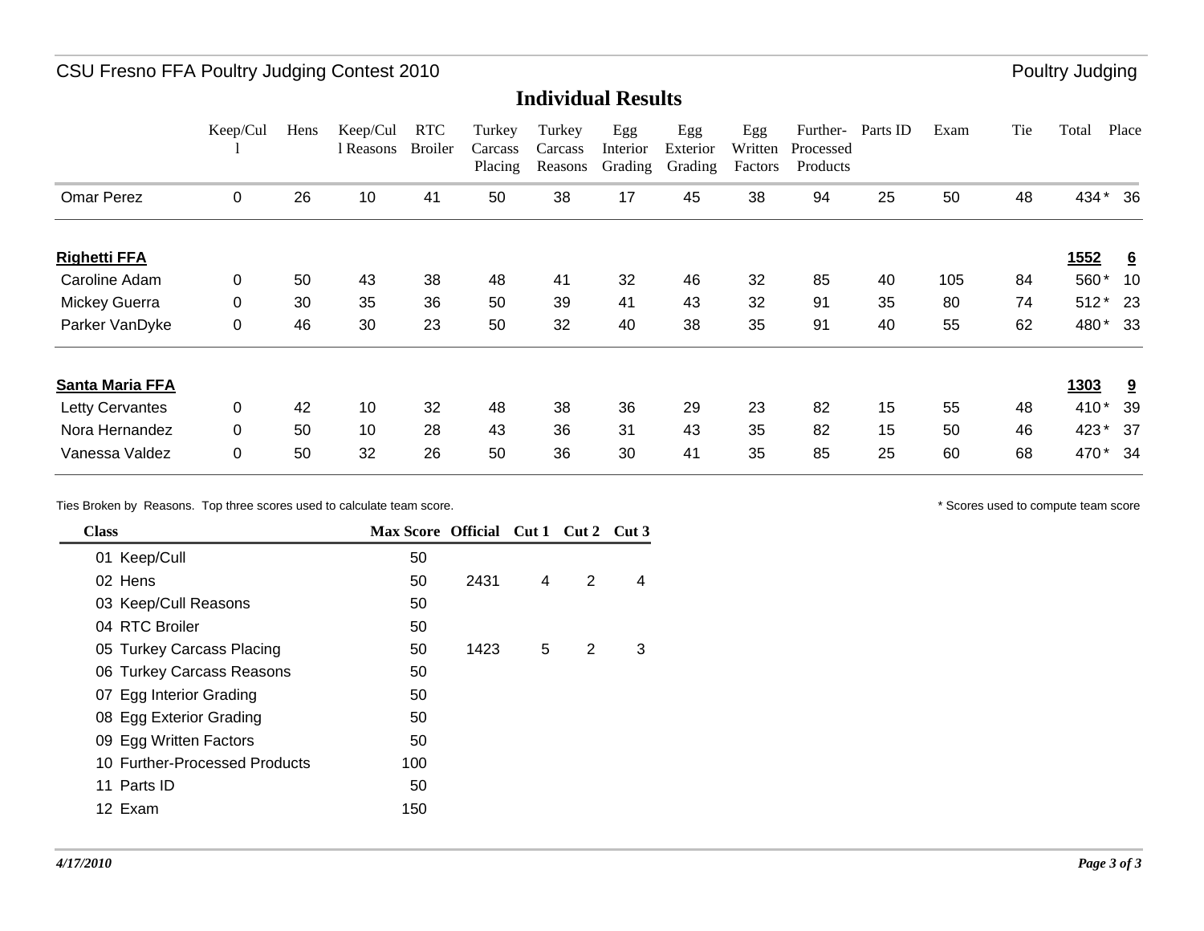## Individual Results

| | Keep/Cull | Hens | Keep/Cull Reasons | RTC Broiler | Turkey Carcass Placing | Turkey Carcass Reasons | Egg Interior Grading | Egg Exterior Grading | Egg Written Factors | Further-Processed Products | Parts ID | Exam | Tie | Total | Place |
|---|---|---|---|---|---|---|---|---|---|---|---|---|---|---|---|
| Omar Perez | 0 | 26 | 10 | 41 | 50 | 38 | 17 | 45 | 38 | 94 | 25 | 50 | 48 | 434 * | 36 |
| **Righetti FFA** | | | | | | | | | | | | | | **1552** | **6** |
| Caroline Adam | 0 | 50 | 43 | 38 | 48 | 41 | 32 | 46 | 32 | 85 | 40 | 105 | 84 | 560 * | 10 |
| Mickey Guerra | 0 | 30 | 35 | 36 | 50 | 39 | 41 | 43 | 32 | 91 | 35 | 80 | 74 | 512 * | 23 |
| Parker VanDyke | 0 | 46 | 30 | 23 | 50 | 32 | 40 | 38 | 35 | 91 | 40 | 55 | 62 | 480 * | 33 |
| **Santa Maria FFA** | | | | | | | | | | | | | | **1303** | **9** |
| Letty Cervantes | 0 | 42 | 10 | 32 | 48 | 38 | 36 | 29 | 23 | 82 | 15 | 55 | 48 | 410 * | 39 |
| Nora Hernandez | 0 | 50 | 10 | 28 | 43 | 36 | 31 | 43 | 35 | 82 | 15 | 50 | 46 | 423 * | 37 |
| Vanessa Valdez | 0 | 50 | 32 | 26 | 50 | 36 | 30 | 41 | 35 | 85 | 25 | 60 | 68 | 470 * | 34 |

Ties Broken by Reasons. Top three scores used to calculate team score.

* Scores used to compute team score

| Class | Max Score | Official | Cut 1 | Cut 2 | Cut 3 |
|---|---|---|---|---|---|
| 01 Keep/Cull | 50 | | | | |
| 02 Hens | 50 | 2431 | 4 | 2 | 4 |
| 03 Keep/Cull Reasons | 50 | | | | |
| 04 RTC Broiler | 50 | | | | |
| 05 Turkey Carcass Placing | 50 | 1423 | 5 | 2 | 3 |
| 06 Turkey Carcass Reasons | 50 | | | | |
| 07 Egg Interior Grading | 50 | | | | |
| 08 Egg Exterior Grading | 50 | | | | |
| 09 Egg Written Factors | 50 | | | | |
| 10 Further-Processed Products | 100 | | | | |
| 11 Parts ID | 50 | | | | |
| 12 Exam | 150 | | | | |